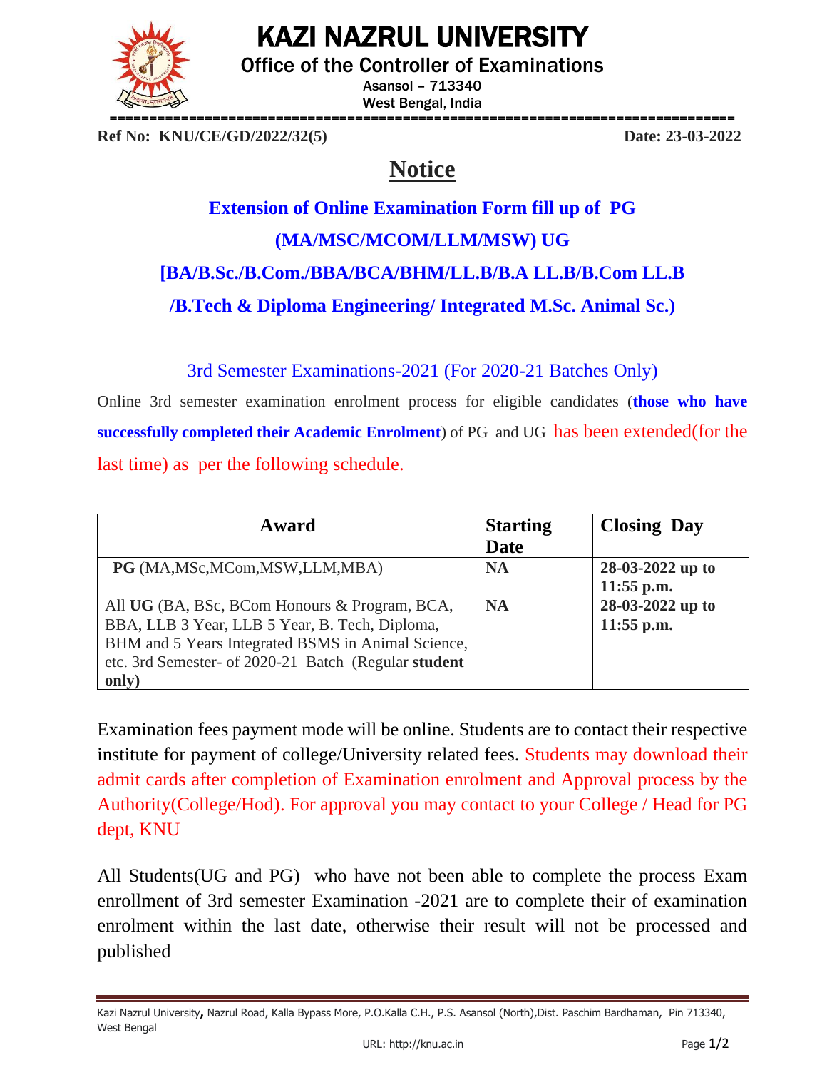# KAZI NAZRUL UNIVERSITY

Office of the Controller of Examinations

Asansol – 713340

West Bengal, India

**Ref No: KNU/CE/GD/2022/32(5)** **Date: 23-03-2022**

## Notice

### Extension of Online Examination Form fill up of PG (MA/MSC/MCOM/LLM/MSW) UG [BA/B.Sc./B.Com./BBA/BCA/BHM/LL.B/B.A LL.B/B.Com LL.B /B.Tech & Diploma Engineering/ Integrated M.Sc. Animal Sc.)

3rd Semester Examinations-2021 (For 2020-21 Batches Only)

Online 3rd semester examination enrolment process for eligible candidates (**those who have successfully completed their Academic Enrolment**) of PG and UG has been extended(for the last time) as per the following schedule.

| Award | Starting Date | Closing Day |
|---|---|---|
| **PG** (MA,MSc,MCom,MSW,LLM,MBA) | **NA** | **28-03-2022 up to 11:55 p.m.** |
| All **UG** (BA, BSc, BCom Honours & Program, BCA, BBA, LLB 3 Year, LLB 5 Year, B. Tech, Diploma, BHM and 5 Years Integrated BSMS in Animal Science, etc. 3rd Semester- of 2020-21 Batch (Regular **student only)** | **NA** | **28-03-2022 up to 11:55 p.m.** |

Examination fees payment mode will be online. Students are to contact their respective institute for payment of college/University related fees. Students may download their admit cards after completion of Examination enrolment and Approval process by the Authority(College/Hod). For approval you may contact to your College / Head for PG dept, KNU

All Students(UG and PG) who have not been able to complete the process Exam enrollment of 3rd semester Examination -2021 are to complete their of examination enrolment within the last date, otherwise their result will not be processed and published

Kazi Nazrul University, Nazrul Road, Kalla Bypass More, P.O.Kalla C.H., P.S. Asansol (North),Dist. Paschim Bardhaman, Pin 713340, West Bengal

URL: http://knu.ac.in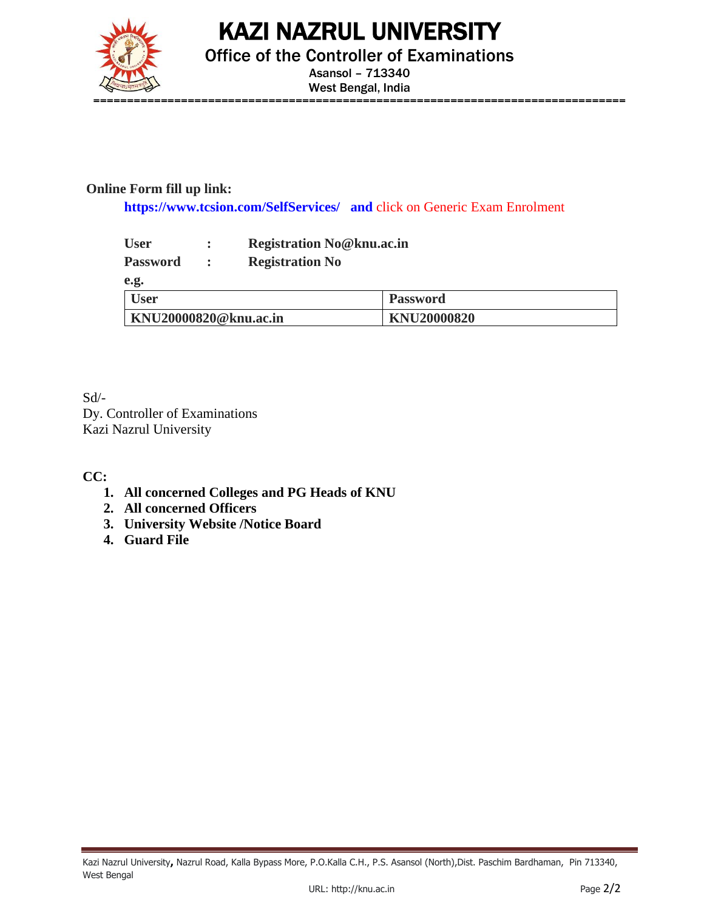**Online Form fill up link:**

**https://www.tcsion.com/SelfServices/ and** click on Generic Exam Enrolment

**User : Registration No@knu.ac.in**

**Password : Registration No**

**e.g.**

| User | Password |
|---|---|
| KNU20000820@knu.ac.in | KNU20000820 |

Sd/-
Dy. Controller of Examinations
Kazi Nazrul University

**CC:**

1. **All concerned Colleges and PG Heads of KNU**
2. **All concerned Officers**
3. **University Website /Notice Board**
4. **Guard File**